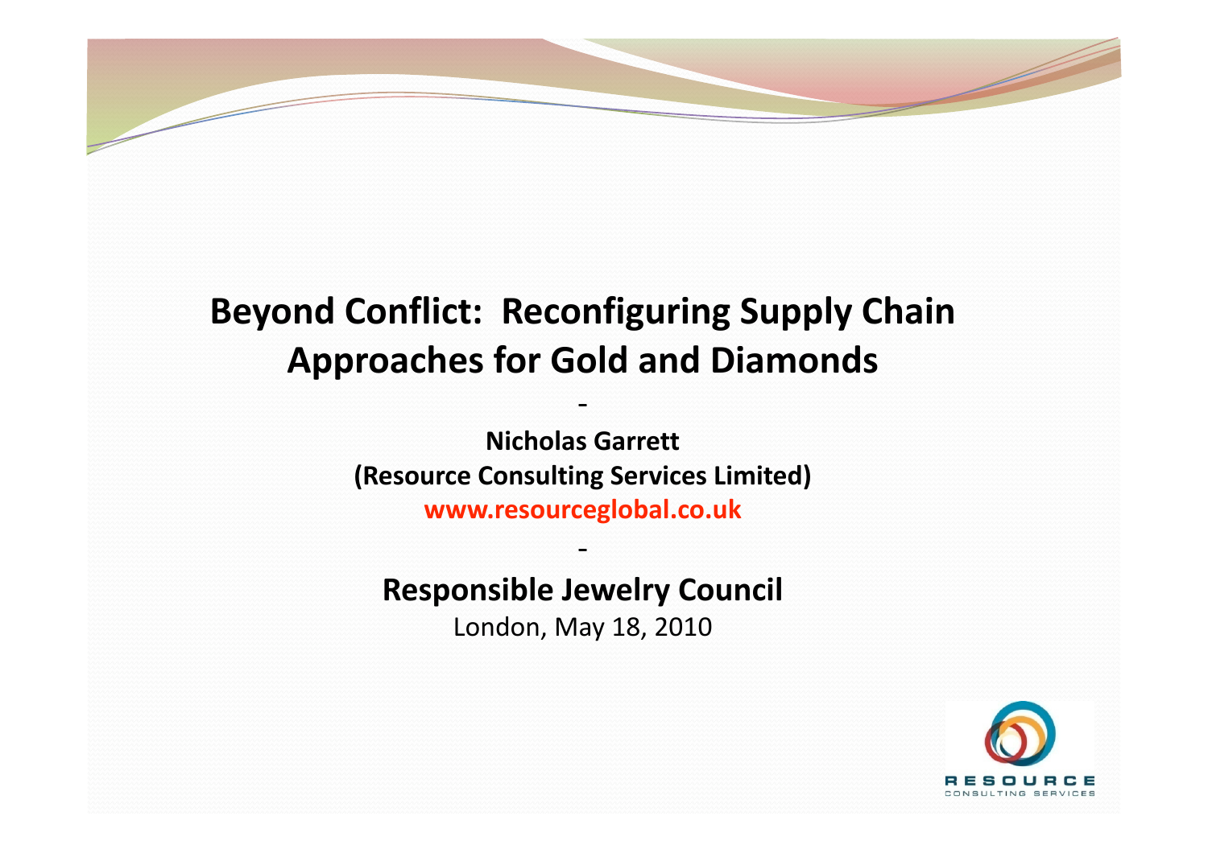# Beyond Conflict: Reconfiguring Supply Chain Approaches for Gold and Diamonds

-

**Nicholas Garrett**

**(Resource Consulting Services Limited)**

**www.resourceglobal.co.uk**

-

**Responsible Jewelry Council**

London, May 18, 2010

RESOURCE CONSULTING SERVICES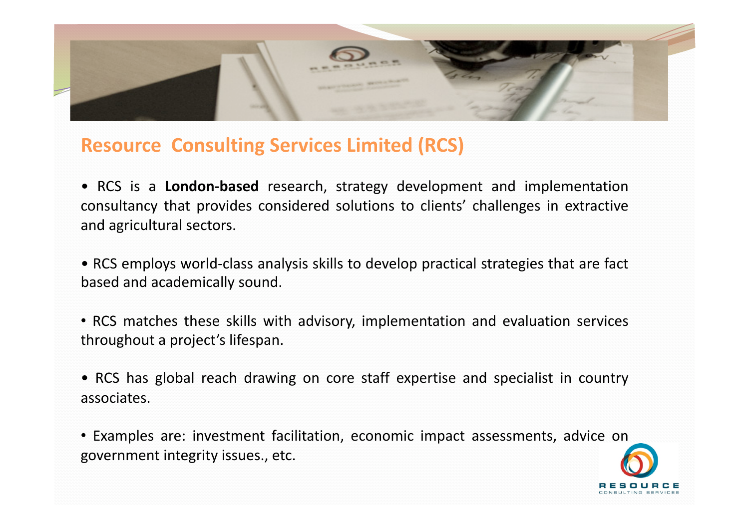## Resource Consulting Services Limited (RCS)

- RCS is a **London-based** research, strategy development and implementation consultancy that provides considered solutions to clients' challenges in extractive and agricultural sectors.

- RCS employs world-class analysis skills to develop practical strategies that are fact based and academically sound.

- RCS matches these skills with advisory, implementation and evaluation services throughout a project's lifespan.

- RCS has global reach drawing on core staff expertise and specialist in country associates.

- Examples are: investment facilitation, economic impact assessments, advice on government integrity issues., etc.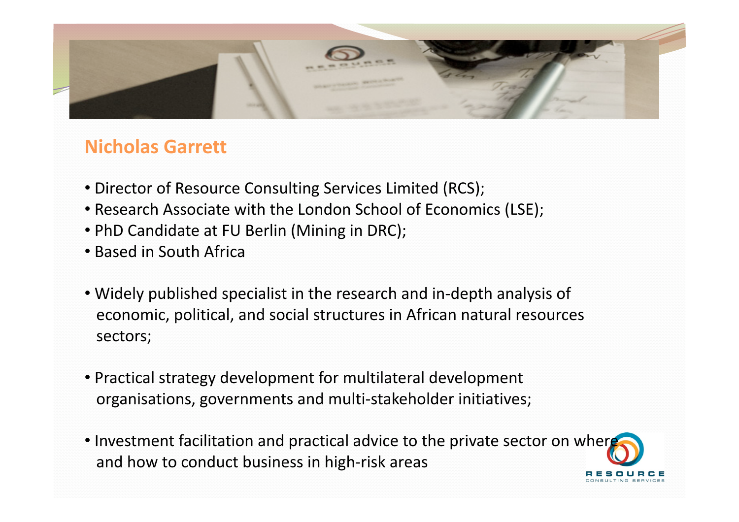## Nicholas Garrett

- Director of Resource Consulting Services Limited (RCS);
- Research Associate with the London School of Economics (LSE);
- PhD Candidate at FU Berlin (Mining in DRC);
- Based in South Africa

- Widely published specialist in the research and in-depth analysis of economic, political, and social structures in African natural resources sectors;

- Practical strategy development for multilateral development organisations, governments and multi-stakeholder initiatives;

- Investment facilitation and practical advice to the private sector on where and how to conduct business in high-risk areas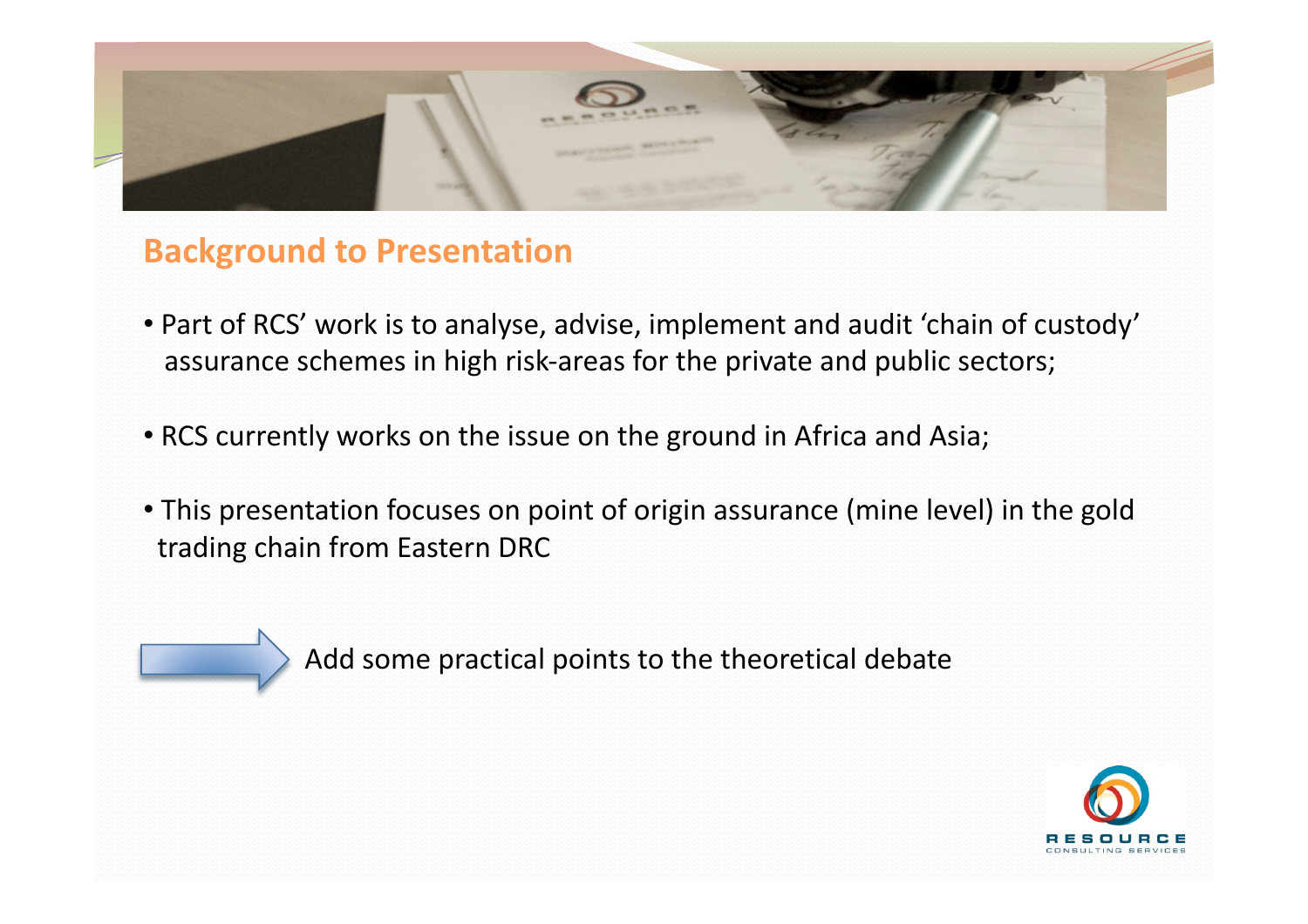## Background to Presentation

- Part of RCS' work is to analyse, advise, implement and audit 'chain of custody' assurance schemes in high risk-areas for the private and public sectors;
- RCS currently works on the issue on the ground in Africa and Asia;
- This presentation focuses on point of origin assurance (mine level) in the gold trading chain from Eastern DRC

→ Add some practical points to the theoretical debate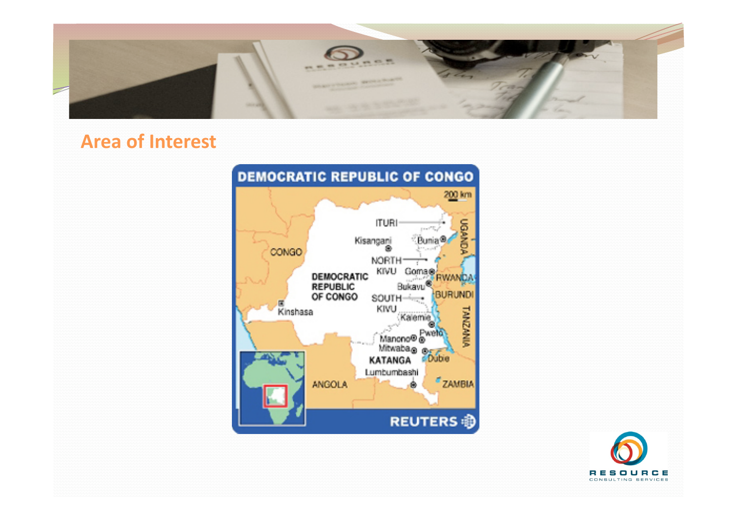## Area of Interest

DEMOCRATIC REPUBLIC OF CONGO

200 km

ITURI

Kisangani

Bunia

UGANDA

CONGO

NORTH KIVU

Goma

RWANDA

DEMOCRATIC REPUBLIC OF CONGO

Bukavu

SOUTH KIVU

BURUNDI

Kinshasa

Kalemie

TANZANIA

Pweto

Manono

Mitwaba

Dubie

KATANGA

Lumbumbashi

ANGOLA

ZAMBIA

REUTERS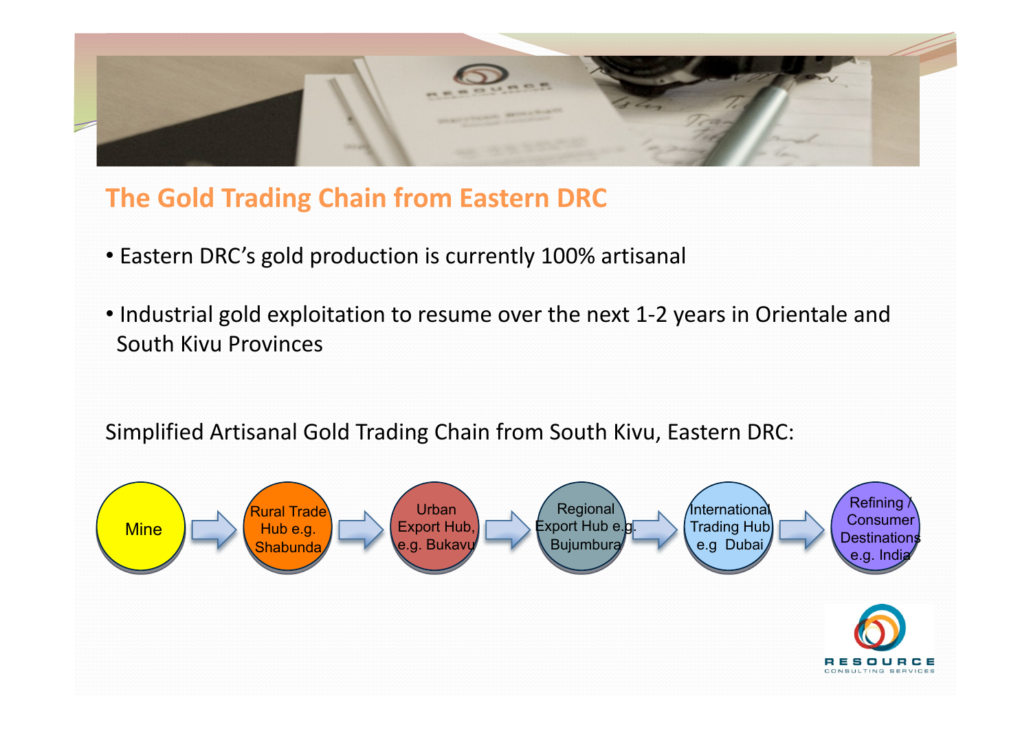## The Gold Trading Chain from Eastern DRC

- Eastern DRC's gold production is currently 100% artisanal
- Industrial gold exploitation to resume over the next 1-2 years in Orientale and South Kivu Provinces

Simplified Artisanal Gold Trading Chain from South Kivu, Eastern DRC:

Mine → Rural Trade Hub e.g. Shabunda → Urban Export Hub, e.g. Bukavu → Regional Export Hub e.g. Bujumbura → International Trading Hub e.g Dubai → Refining / Consumer Destinations e.g. India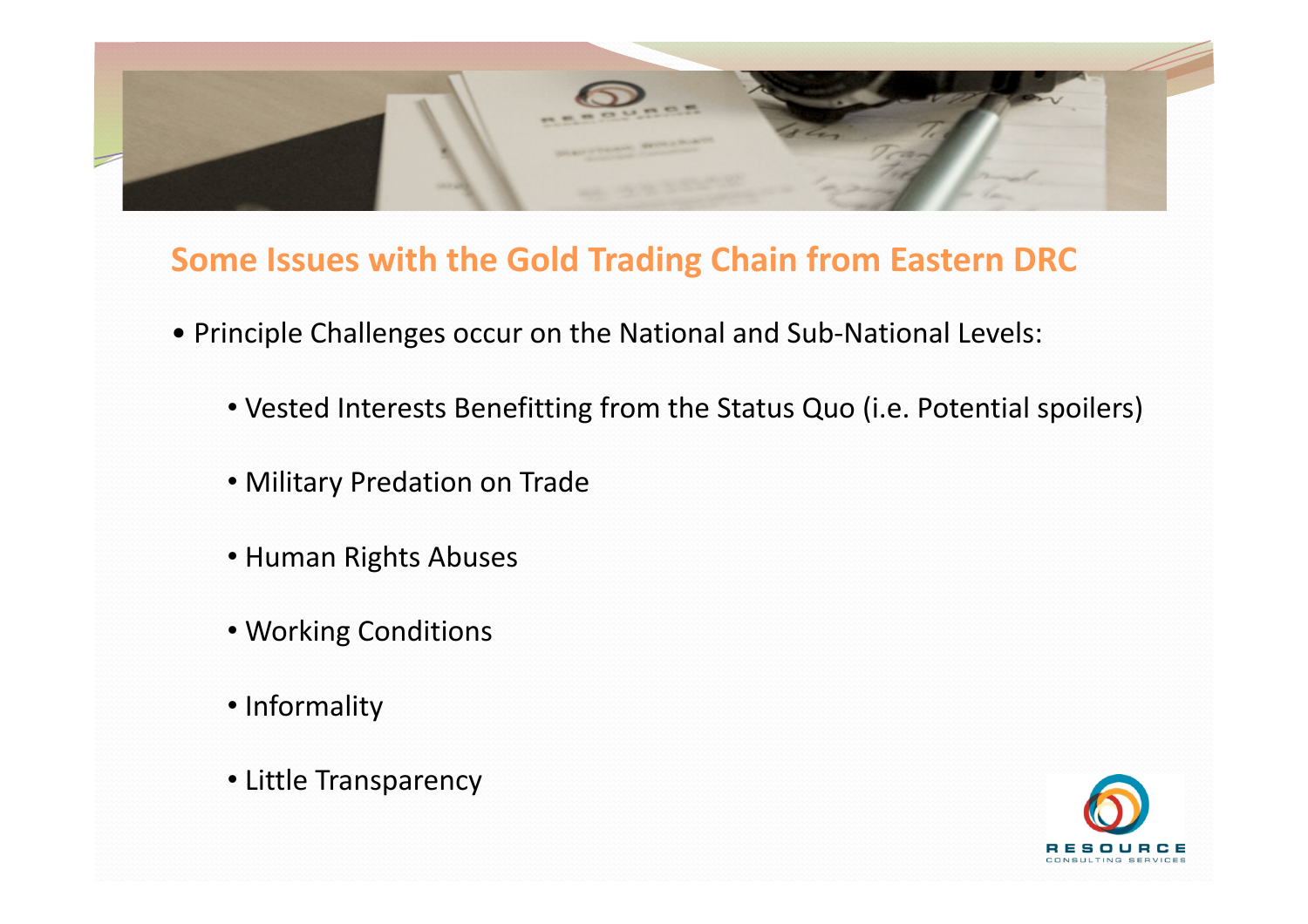## Some Issues with the Gold Trading Chain from Eastern DRC

- Principle Challenges occur on the National and Sub-National Levels:
  - Vested Interests Benefitting from the Status Quo (i.e. Potential spoilers)
  - Military Predation on Trade
  - Human Rights Abuses
  - Working Conditions
  - Informality
  - Little Transparency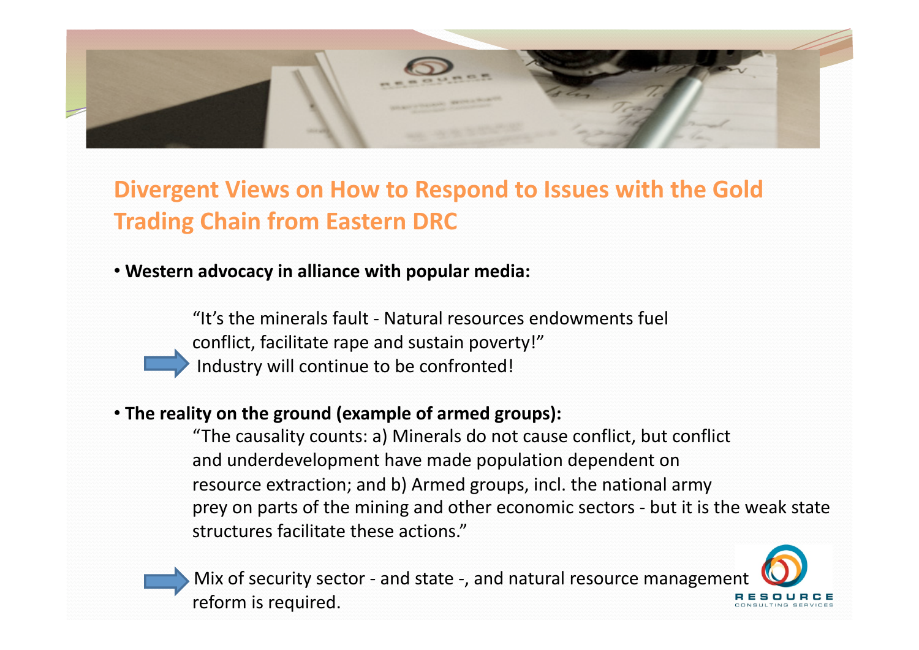## Divergent Views on How to Respond to Issues with the Gold Trading Chain from Eastern DRC

- **Western advocacy in alliance with popular media:**

  "It's the minerals fault - Natural resources endowments fuel conflict, facilitate rape and sustain poverty!"

  ➡ Industry will continue to be confronted!

- **The reality on the ground (example of armed groups):**

  "The causality counts: a) Minerals do not cause conflict, but conflict and underdevelopment have made population dependent on resource extraction; and b) Armed groups, incl. the national army prey on parts of the mining and other economic sectors - but it is the weak state structures facilitate these actions."

  ➡ Mix of security sector - and state -, and natural resource management reform is required.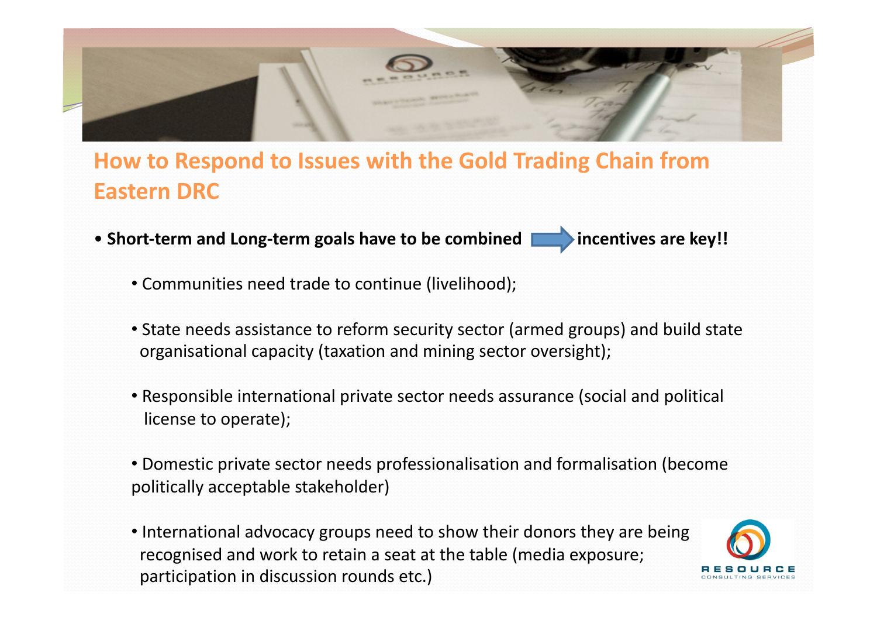## How to Respond to Issues with the Gold Trading Chain from Eastern DRC

- **Short-term and Long-term goals have to be combined → incentives are key!!**
  - Communities need trade to continue (livelihood);
  - State needs assistance to reform security sector (armed groups) and build state organisational capacity (taxation and mining sector oversight);
  - Responsible international private sector needs assurance (social and political license to operate);
  - Domestic private sector needs professionalisation and formalisation (become politically acceptable stakeholder)
  - International advocacy groups need to show their donors they are being recognised and work to retain a seat at the table (media exposure; participation in discussion rounds etc.)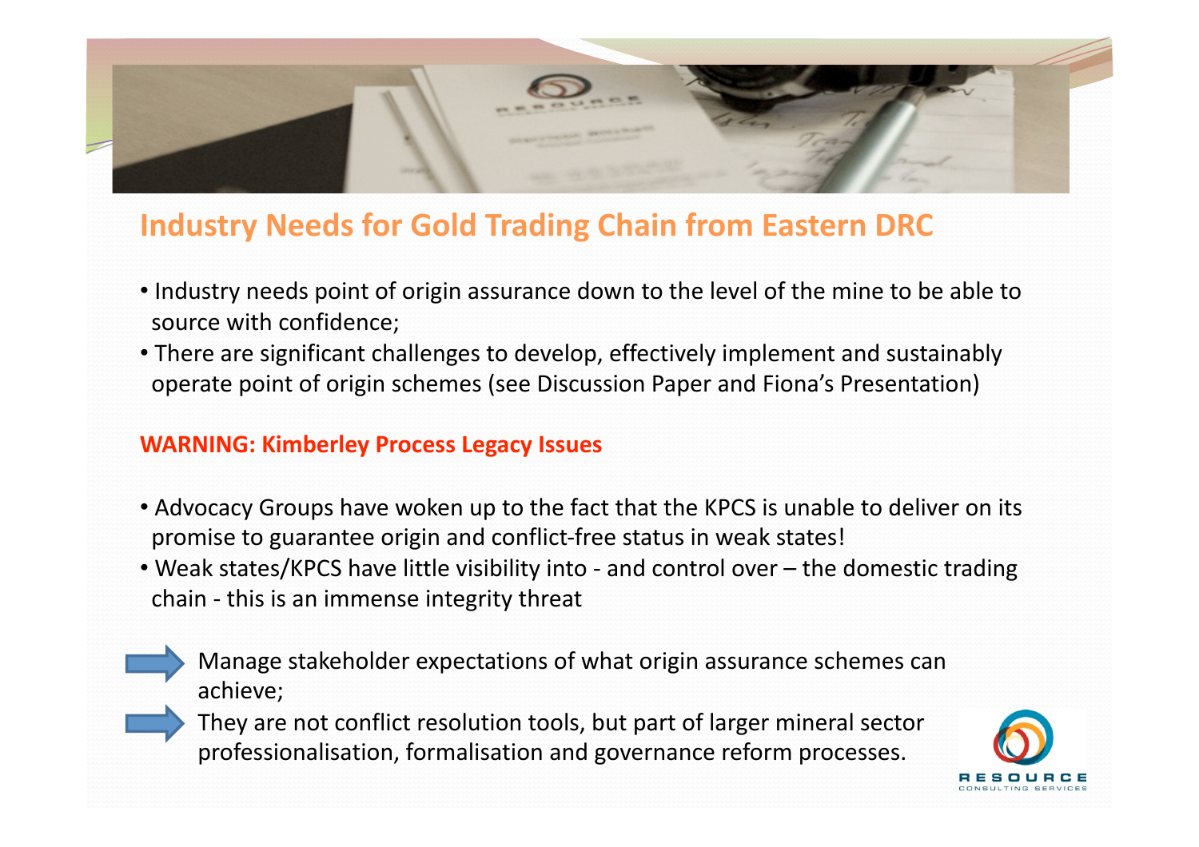## Industry Needs for Gold Trading Chain from Eastern DRC

- Industry needs point of origin assurance down to the level of the mine to be able to source with confidence;
- There are significant challenges to develop, effectively implement and sustainably operate point of origin schemes (see Discussion Paper and Fiona's Presentation)

**WARNING: Kimberley Process Legacy Issues**

- Advocacy Groups have woken up to the fact that the KPCS is unable to deliver on its promise to guarantee origin and conflict-free status in weak states!
- Weak states/KPCS have little visibility into - and control over – the domestic trading chain - this is an immense integrity threat

➡ Manage stakeholder expectations of what origin assurance schemes can achieve;

➡ They are not conflict resolution tools, but part of larger mineral sector professionalisation, formalisation and governance reform processes.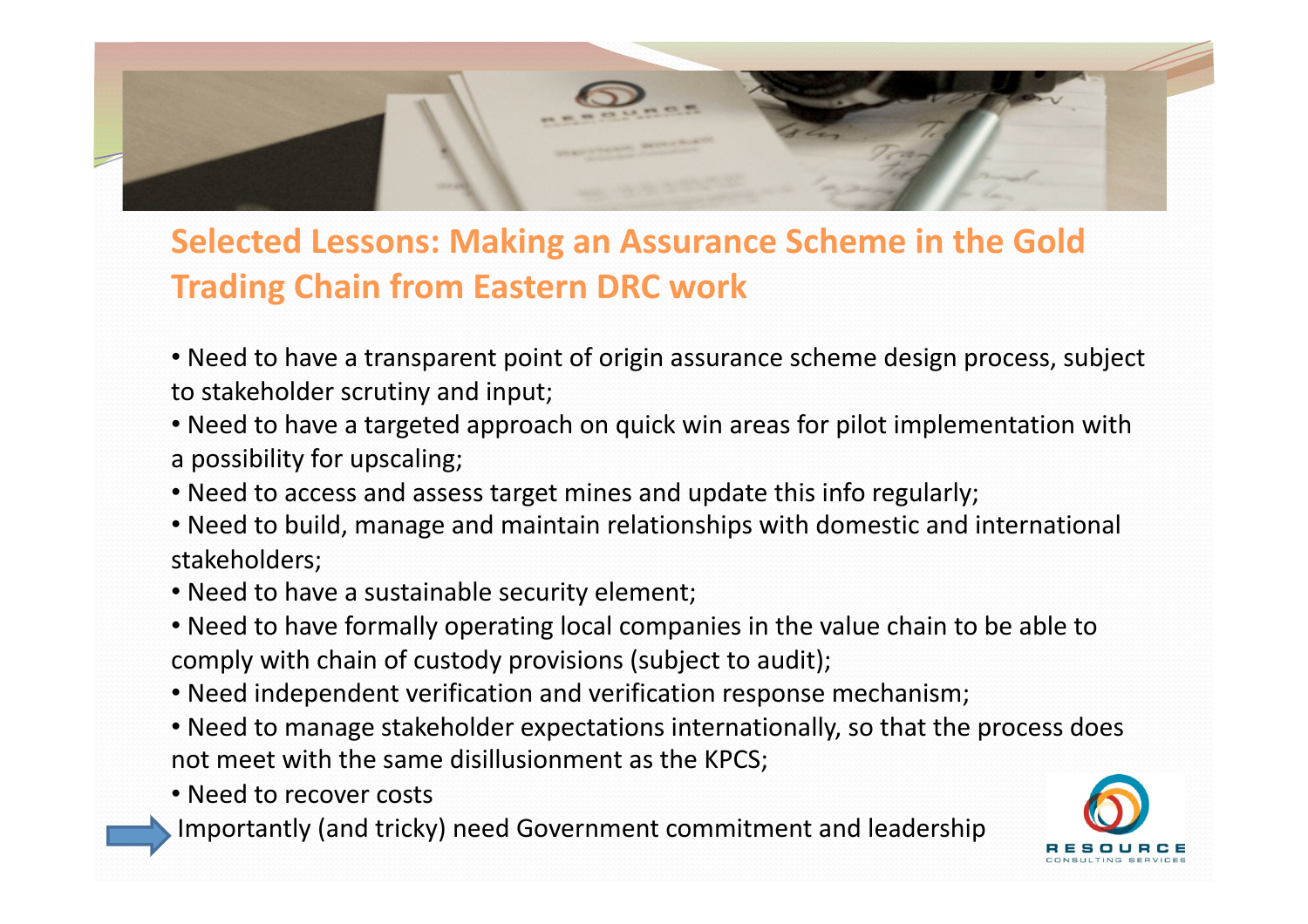## Selected Lessons: Making an Assurance Scheme in the Gold Trading Chain from Eastern DRC work

- Need to have a transparent point of origin assurance scheme design process, subject to stakeholder scrutiny and input;
- Need to have a targeted approach on quick win areas for pilot implementation with a possibility for upscaling;
- Need to access and assess target mines and update this info regularly;
- Need to build, manage and maintain relationships with domestic and international stakeholders;
- Need to have a sustainable security element;
- Need to have formally operating local companies in the value chain to be able to comply with chain of custody provisions (subject to audit);
- Need independent verification and verification response mechanism;
- Need to manage stakeholder expectations internationally, so that the process does not meet with the same disillusionment as the KPCS;
- Need to recover costs

➡ Importantly (and tricky) need Government commitment and leadership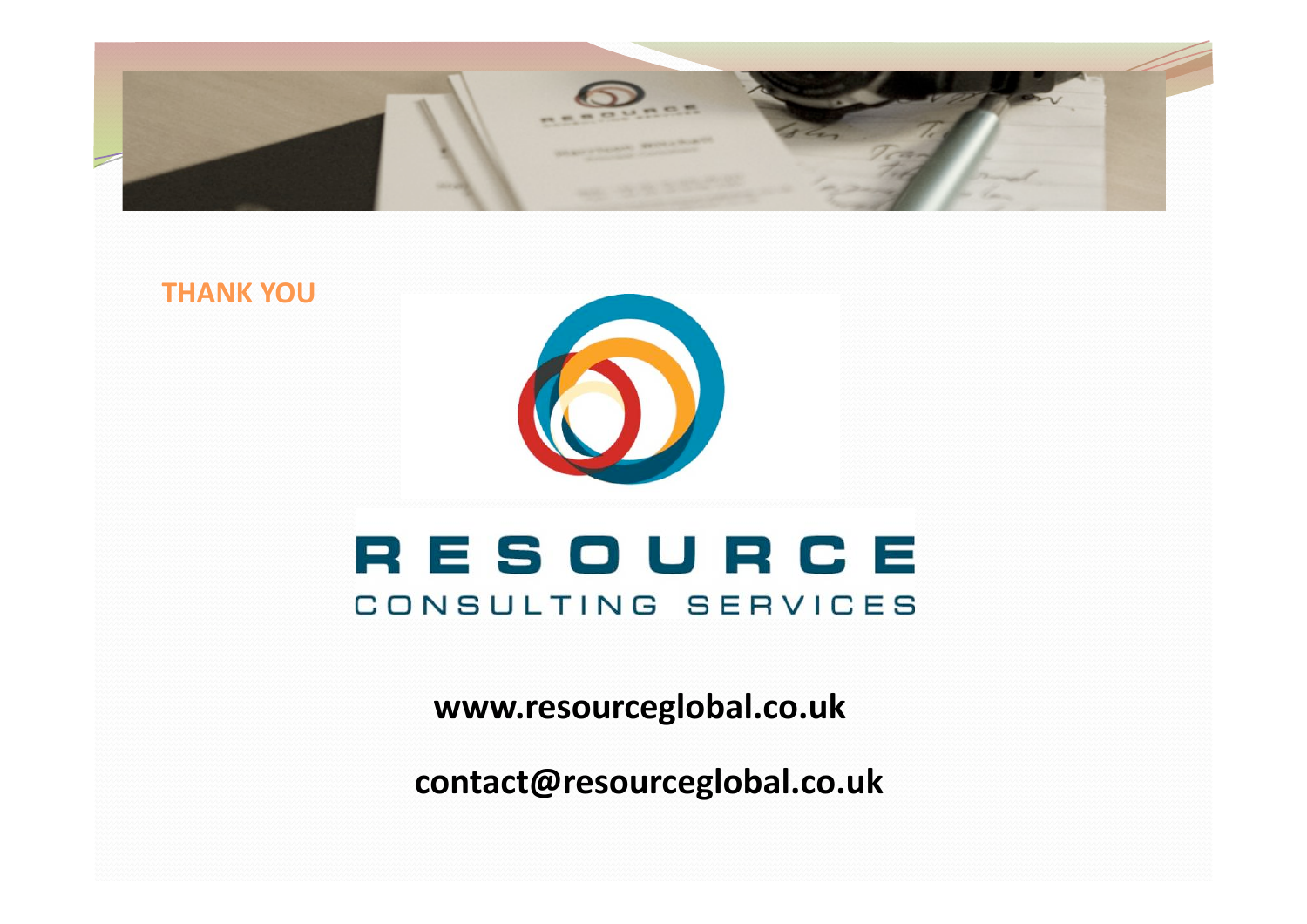**THANK YOU**

RESOURCE

CONSULTING SERVICES

**www.resourceglobal.co.uk**

**contact@resourceglobal.co.uk**